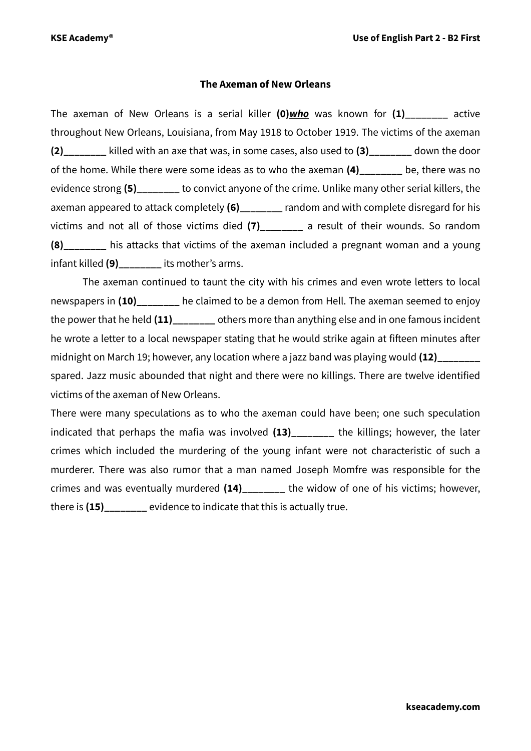### The Axeman of New Orleans

The axeman of New Orleans is a serial killer **(0)*who*** was known for **(1)**________ active throughout New Orleans, Louisiana, from May 1918 to October 1919. The victims of the axeman **(2)________** killed with an axe that was, in some cases, also used to **(3)________** down the door of the home. While there were some ideas as to who the axeman **(4)________** be, there was no evidence strong **(5)________** to convict anyone of the crime. Unlike many other serial killers, the axeman appeared to attack completely **(6)________** random and with complete disregard for his victims and not all of those victims died **(7)________** a result of their wounds. So random **(8)________** his attacks that victims of the axeman included a pregnant woman and a young infant killed **(9)________** its mother's arms.

The axeman continued to taunt the city with his crimes and even wrote letters to local newspapers in **(10)________** he claimed to be a demon from Hell. The axeman seemed to enjoy the power that he held **(11)________** others more than anything else and in one famous incident he wrote a letter to a local newspaper stating that he would strike again at fifteen minutes after midnight on March 19; however, any location where a jazz band was playing would **(12)________** spared. Jazz music abounded that night and there were no killings. There are twelve identified victims of the axeman of New Orleans.

There were many speculations as to who the axeman could have been; one such speculation indicated that perhaps the mafia was involved **(13)________** the killings; however, the later crimes which included the murdering of the young infant were not characteristic of such a murderer. There was also rumor that a man named Joseph Momfre was responsible for the crimes and was eventually murdered **(14)________** the widow of one of his victims; however, there is **(15)________** evidence to indicate that this is actually true.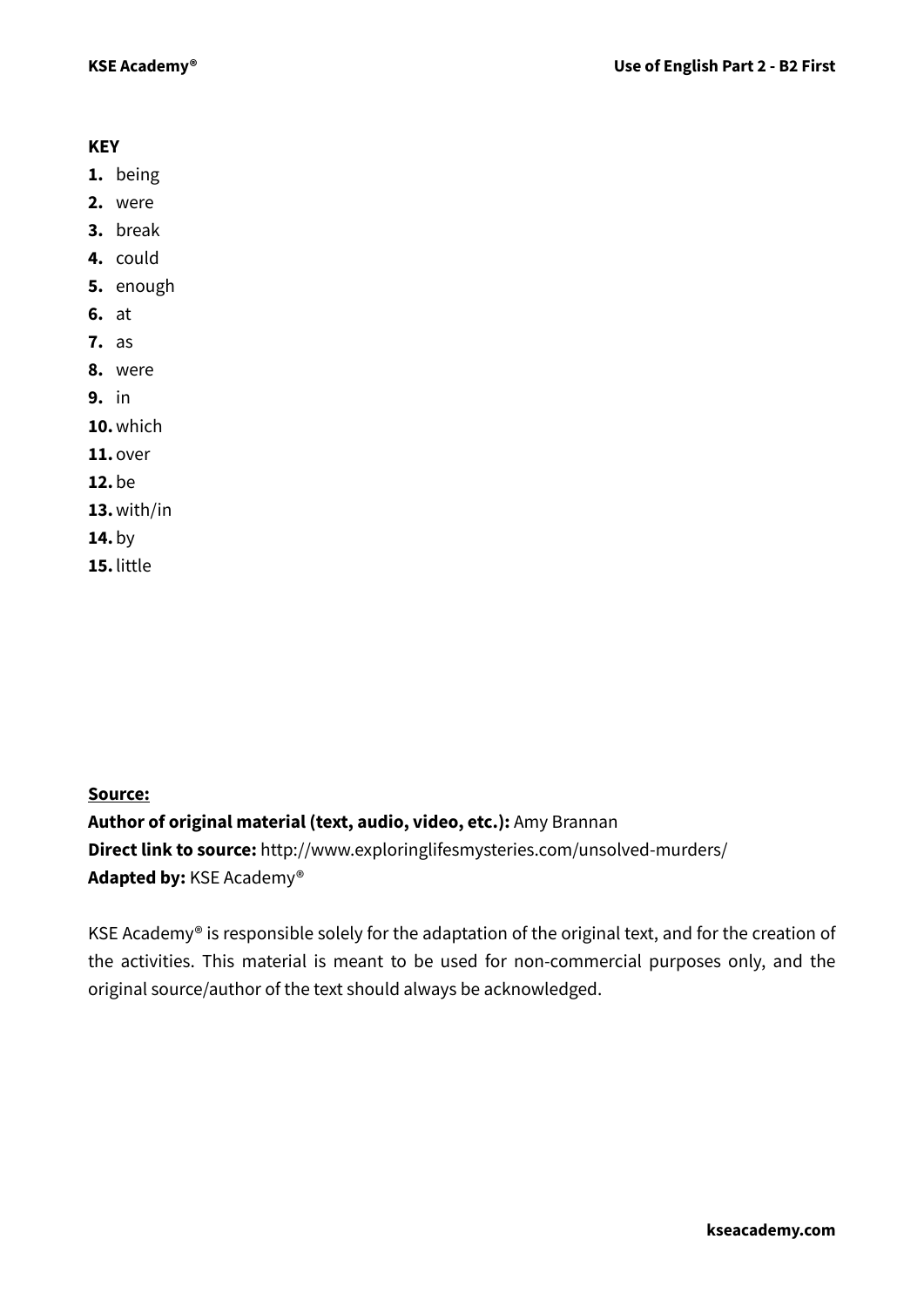**KEY**

1. being
2. were
3. break
4. could
5. enough
6. at
7. as
8. were
9. in
10. which
11. over
12. be
13. with/in
14. by
15. little

**Source:**

**Author of original material (text, audio, video, etc.):** Amy Brannan

**Direct link to source:** http://www.exploringlifesmysteries.com/unsolved-murders/

**Adapted by:** KSE Academy®

KSE Academy® is responsible solely for the adaptation of the original text, and for the creation of the activities. This material is meant to be used for non-commercial purposes only, and the original source/author of the text should always be acknowledged.